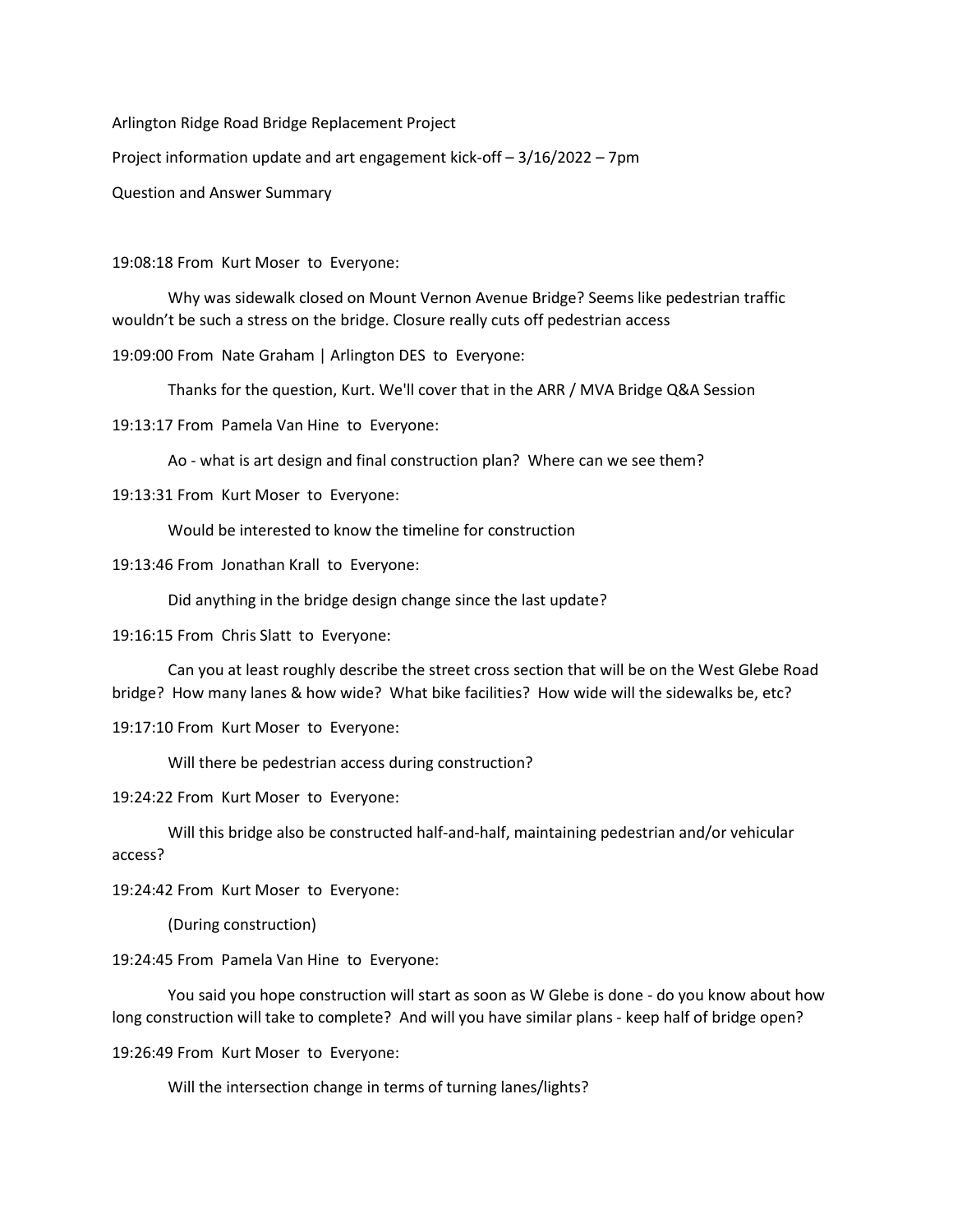Arlington Ridge Road Bridge Replacement Project

Project information update and art engagement kick-off – 3/16/2022 – 7pm

Question and Answer Summary

19:08:18 From Kurt Moser to Everyone:

Why was sidewalk closed on Mount Vernon Avenue Bridge? Seems like pedestrian traffic wouldn't be such a stress on the bridge. Closure really cuts off pedestrian access

19:09:00 From Nate Graham | Arlington DES to Everyone:

Thanks for the question, Kurt. We'll cover that in the ARR / MVA Bridge Q&A Session

19:13:17 From Pamela Van Hine to Everyone:

Ao - what is art design and final construction plan? Where can we see them?

19:13:31 From Kurt Moser to Everyone:

Would be interested to know the timeline for construction

19:13:46 From Jonathan Krall to Everyone:

Did anything in the bridge design change since the last update?

19:16:15 From Chris Slatt to Everyone:

Can you at least roughly describe the street cross section that will be on the West Glebe Road bridge? How many lanes & how wide? What bike facilities? How wide will the sidewalks be, etc?

19:17:10 From Kurt Moser to Everyone:

Will there be pedestrian access during construction?

19:24:22 From Kurt Moser to Everyone:

Will this bridge also be constructed half-and-half, maintaining pedestrian and/or vehicular access?

19:24:42 From Kurt Moser to Everyone:

(During construction)

19:24:45 From Pamela Van Hine to Everyone:

You said you hope construction will start as soon as W Glebe is done - do you know about how long construction will take to complete? And will you have similar plans - keep half of bridge open?

19:26:49 From Kurt Moser to Everyone:

Will the intersection change in terms of turning lanes/lights?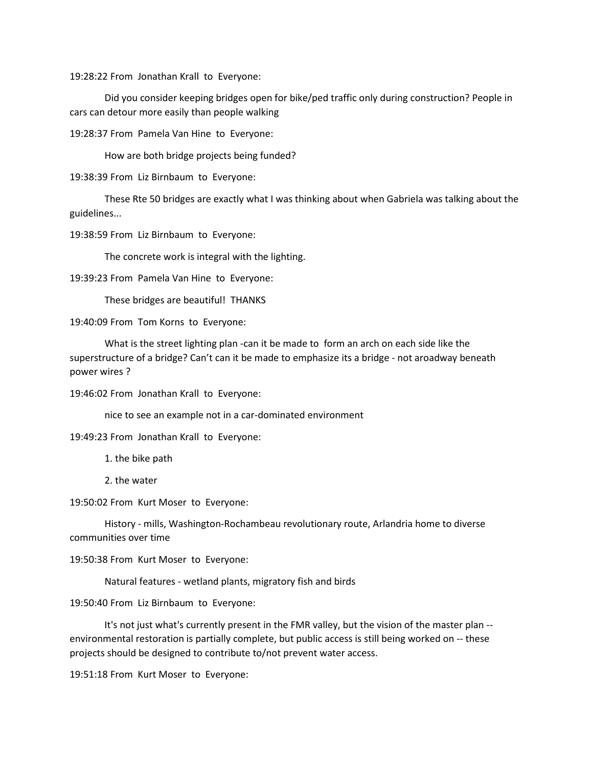19:28:22 From Jonathan Krall to Everyone:

Did you consider keeping bridges open for bike/ped traffic only during construction? People in cars can detour more easily than people walking

19:28:37 From Pamela Van Hine to Everyone:

How are both bridge projects being funded?

19:38:39 From Liz Birnbaum to Everyone:

These Rte 50 bridges are exactly what I was thinking about when Gabriela was talking about the guidelines...

19:38:59 From Liz Birnbaum to Everyone:

The concrete work is integral with the lighting.

19:39:23 From Pamela Van Hine to Everyone:

These bridges are beautiful! THANKS

19:40:09 From Tom Korns to Everyone:

What is the street lighting plan -can it be made to form an arch on each side like the superstructure of a bridge? Can't can it be made to emphasize its a bridge - not aroadway beneath power wires ?

19:46:02 From Jonathan Krall to Everyone:

nice to see an example not in a car-dominated environment

19:49:23 From Jonathan Krall to Everyone:

1. the bike path

2. the water

19:50:02 From Kurt Moser to Everyone:

History - mills, Washington-Rochambeau revolutionary route, Arlandria home to diverse communities over time

19:50:38 From Kurt Moser to Everyone:

Natural features - wetland plants, migratory fish and birds

19:50:40 From Liz Birnbaum to Everyone:

It's not just what's currently present in the FMR valley, but the vision of the master plan -- environmental restoration is partially complete, but public access is still being worked on -- these projects should be designed to contribute to/not prevent water access.

19:51:18 From Kurt Moser to Everyone: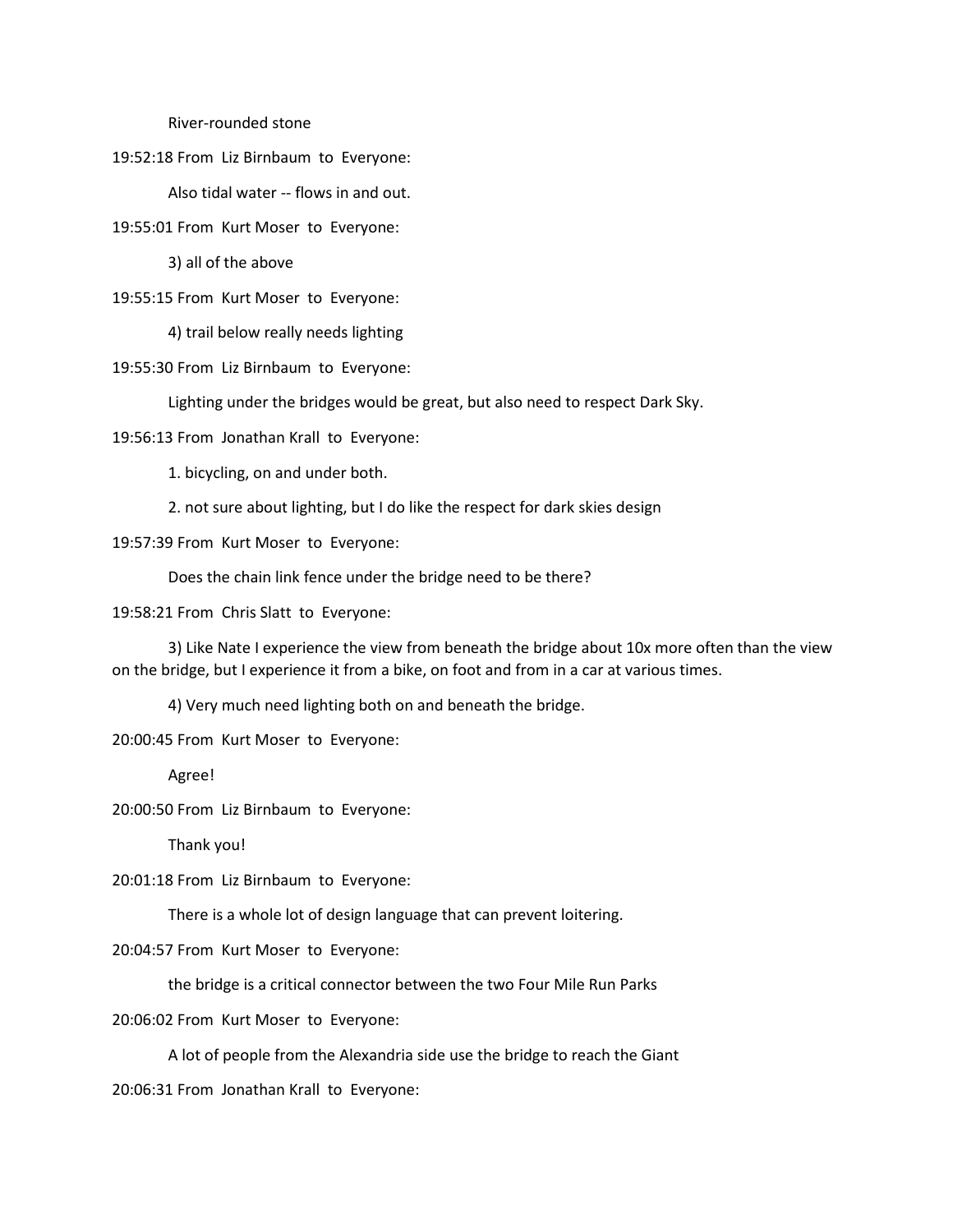River-rounded stone

19:52:18 From Liz Birnbaum to Everyone:

Also tidal water -- flows in and out.

19:55:01 From Kurt Moser to Everyone:

3) all of the above

19:55:15 From Kurt Moser to Everyone:

4) trail below really needs lighting

19:55:30 From Liz Birnbaum to Everyone:

Lighting under the bridges would be great, but also need to respect Dark Sky.

19:56:13 From Jonathan Krall to Everyone:

1. bicycling, on and under both.

2. not sure about lighting, but I do like the respect for dark skies design

19:57:39 From Kurt Moser to Everyone:

Does the chain link fence under the bridge need to be there?

19:58:21 From Chris Slatt to Everyone:

3) Like Nate I experience the view from beneath the bridge about 10x more often than the view on the bridge, but I experience it from a bike, on foot and from in a car at various times.

4) Very much need lighting both on and beneath the bridge.

20:00:45 From Kurt Moser to Everyone:

Agree!

20:00:50 From Liz Birnbaum to Everyone:

Thank you!

20:01:18 From Liz Birnbaum to Everyone:

There is a whole lot of design language that can prevent loitering.

20:04:57 From Kurt Moser to Everyone:

the bridge is a critical connector between the two Four Mile Run Parks

20:06:02 From Kurt Moser to Everyone:

A lot of people from the Alexandria side use the bridge to reach the Giant

20:06:31 From Jonathan Krall to Everyone: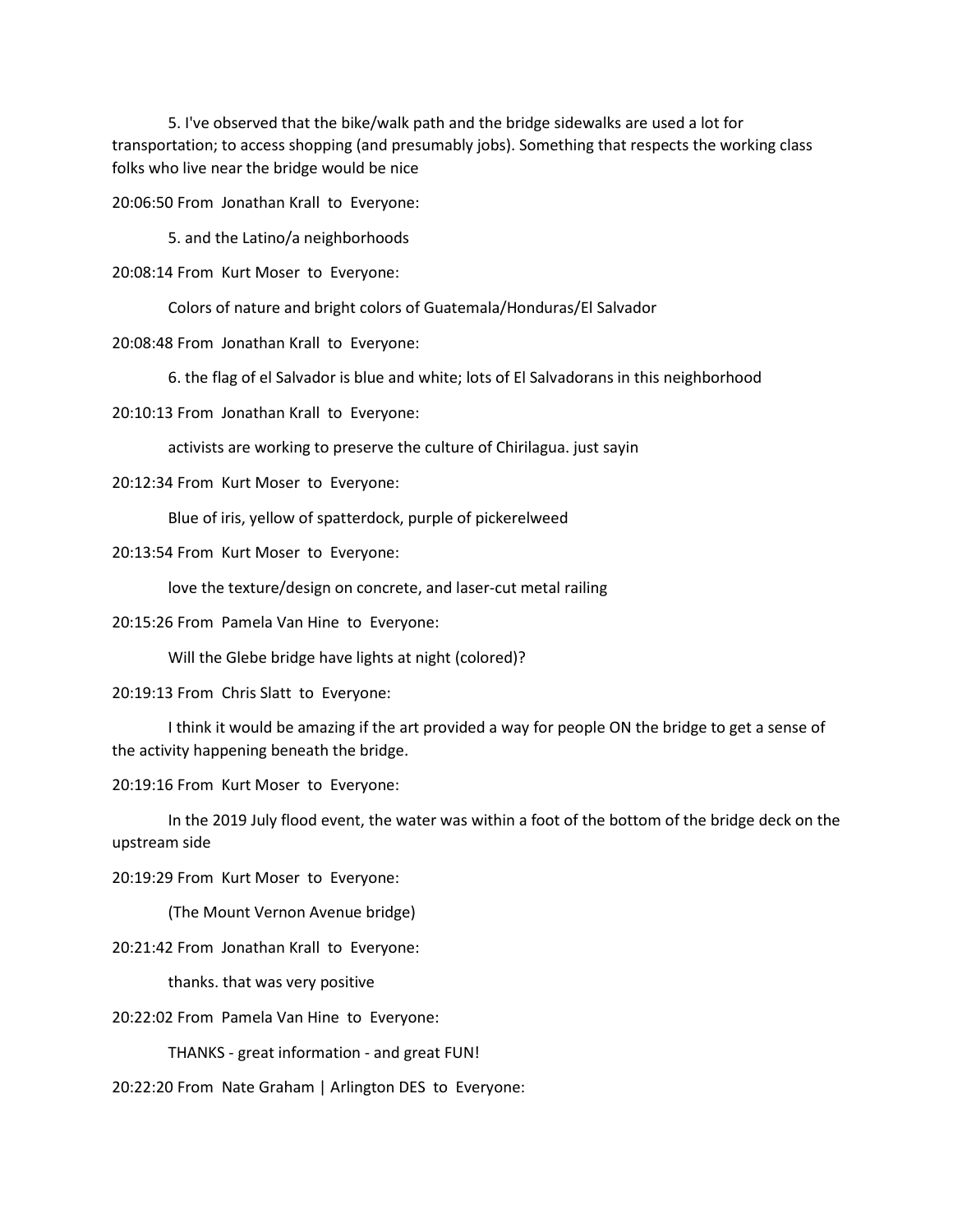5. I've observed that the bike/walk path and the bridge sidewalks are used a lot for transportation; to access shopping (and presumably jobs). Something that respects the working class folks who live near the bridge would be nice

20:06:50 From Jonathan Krall to Everyone:

5. and the Latino/a neighborhoods

20:08:14 From Kurt Moser to Everyone:

Colors of nature and bright colors of Guatemala/Honduras/El Salvador

20:08:48 From Jonathan Krall to Everyone:

6. the flag of el Salvador is blue and white; lots of El Salvadorans in this neighborhood

20:10:13 From Jonathan Krall to Everyone:

activists are working to preserve the culture of Chirilagua. just sayin

20:12:34 From Kurt Moser to Everyone:

Blue of iris, yellow of spatterdock, purple of pickerelweed

20:13:54 From Kurt Moser to Everyone:

love the texture/design on concrete, and laser-cut metal railing

20:15:26 From Pamela Van Hine to Everyone:

Will the Glebe bridge have lights at night (colored)?

20:19:13 From Chris Slatt to Everyone:

I think it would be amazing if the art provided a way for people ON the bridge to get a sense of the activity happening beneath the bridge.

20:19:16 From Kurt Moser to Everyone:

In the 2019 July flood event, the water was within a foot of the bottom of the bridge deck on the upstream side

20:19:29 From Kurt Moser to Everyone:

(The Mount Vernon Avenue bridge)

20:21:42 From Jonathan Krall to Everyone:

thanks. that was very positive

20:22:02 From Pamela Van Hine to Everyone:

THANKS - great information - and great FUN!

20:22:20 From Nate Graham | Arlington DES to Everyone: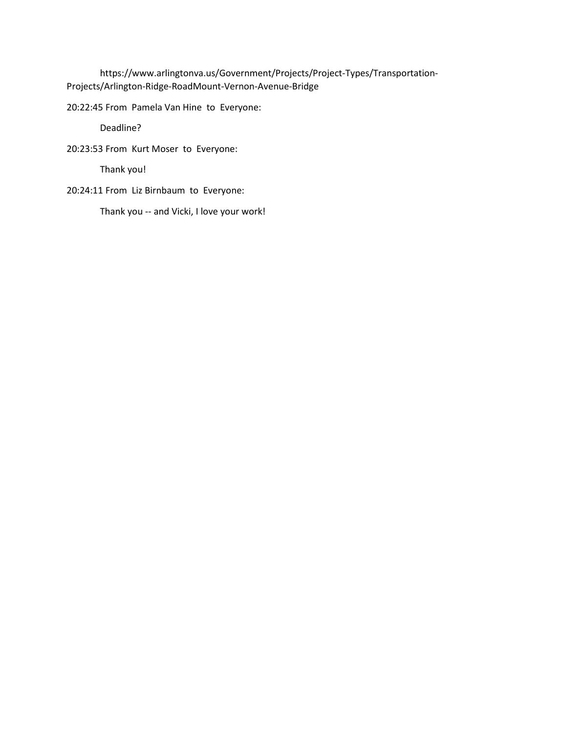https://www.arlingtonva.us/Government/Projects/Project-Types/Transportation-Projects/Arlington-Ridge-RoadMount-Vernon-Avenue-Bridge

20:22:45 From Pamela Van Hine to Everyone:

Deadline?

20:23:53 From Kurt Moser to Everyone:

Thank you!

20:24:11 From Liz Birnbaum to Everyone:

Thank you -- and Vicki, I love your work!